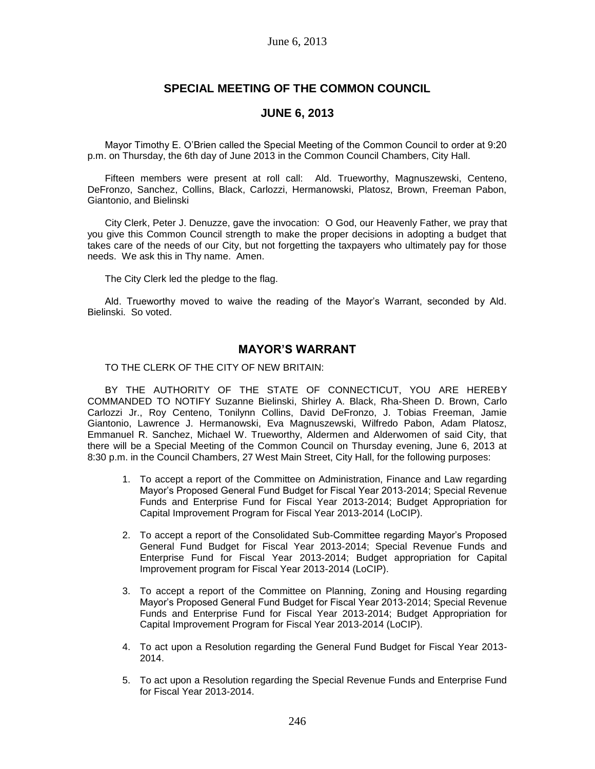# SPECIAL MEETING OF THE COMMON COUNCIL

## JUNE 6, 2013

Mayor Timothy E. O'Brien called the Special Meeting of the Common Council to order at 9:20 p.m. on Thursday, the 6th day of June 2013 in the Common Council Chambers, City Hall.

Fifteen members were present at roll call: Ald. Trueworthy, Magnuszewski, Centeno, DeFronzo, Sanchez, Collins, Black, Carlozzi, Hermanowski, Platosz, Brown, Freeman Pabon, Giantonio, and Bielinski

City Clerk, Peter J. Denuzze, gave the invocation: O God, our Heavenly Father, we pray that you give this Common Council strength to make the proper decisions in adopting a budget that takes care of the needs of our City, but not forgetting the taxpayers who ultimately pay for those needs. We ask this in Thy name. Amen.

The City Clerk led the pledge to the flag.

Ald. Trueworthy moved to waive the reading of the Mayor's Warrant, seconded by Ald. Bielinski. So voted.

## MAYOR'S WARRANT

TO THE CLERK OF THE CITY OF NEW BRITAIN:

BY THE AUTHORITY OF THE STATE OF CONNECTICUT, YOU ARE HEREBY COMMANDED TO NOTIFY Suzanne Bielinski, Shirley A. Black, Rha-Sheen D. Brown, Carlo Carlozzi Jr., Roy Centeno, Tonilynn Collins, David DeFronzo, J. Tobias Freeman, Jamie Giantonio, Lawrence J. Hermanowski, Eva Magnuszewski, Wilfredo Pabon, Adam Platosz, Emmanuel R. Sanchez, Michael W. Trueworthy, Aldermen and Alderwomen of said City, that there will be a Special Meeting of the Common Council on Thursday evening, June 6, 2013 at 8:30 p.m. in the Council Chambers, 27 West Main Street, City Hall, for the following purposes:

1. To accept a report of the Committee on Administration, Finance and Law regarding Mayor's Proposed General Fund Budget for Fiscal Year 2013-2014; Special Revenue Funds and Enterprise Fund for Fiscal Year 2013-2014; Budget Appropriation for Capital Improvement Program for Fiscal Year 2013-2014 (LoCIP).

2. To accept a report of the Consolidated Sub-Committee regarding Mayor's Proposed General Fund Budget for Fiscal Year 2013-2014; Special Revenue Funds and Enterprise Fund for Fiscal Year 2013-2014; Budget appropriation for Capital Improvement program for Fiscal Year 2013-2014 (LoCIP).

3. To accept a report of the Committee on Planning, Zoning and Housing regarding Mayor's Proposed General Fund Budget for Fiscal Year 2013-2014; Special Revenue Funds and Enterprise Fund for Fiscal Year 2013-2014; Budget Appropriation for Capital Improvement Program for Fiscal Year 2013-2014 (LoCIP).

4. To act upon a Resolution regarding the General Fund Budget for Fiscal Year 2013-2014.

5. To act upon a Resolution regarding the Special Revenue Funds and Enterprise Fund for Fiscal Year 2013-2014.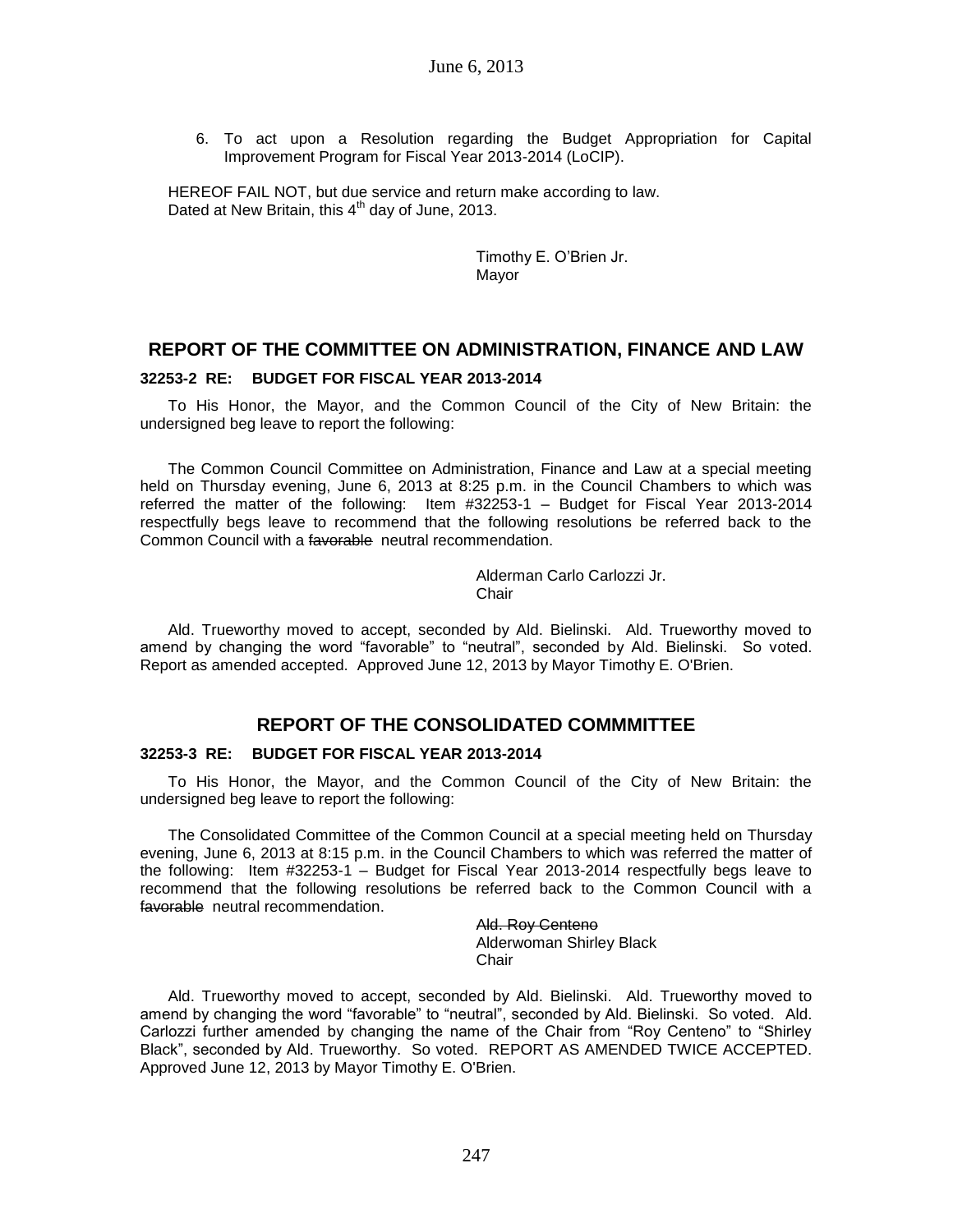6. To act upon a Resolution regarding the Budget Appropriation for Capital Improvement Program for Fiscal Year 2013-2014 (LoCIP).

HEREOF FAIL NOT, but due service and return make according to law.
Dated at New Britain, this 4th day of June, 2013.

Timothy E. O'Brien Jr.
Mayor

## REPORT OF THE COMMITTEE ON ADMINISTRATION, FINANCE AND LAW

**32253-2 RE: BUDGET FOR FISCAL YEAR 2013-2014**

To His Honor, the Mayor, and the Common Council of the City of New Britain: the undersigned beg leave to report the following:

The Common Council Committee on Administration, Finance and Law at a special meeting held on Thursday evening, June 6, 2013 at 8:25 p.m. in the Council Chambers to which was referred the matter of the following: Item #32253-1 – Budget for Fiscal Year 2013-2014 respectfully begs leave to recommend that the following resolutions be referred back to the Common Council with a ~~favorable~~ neutral recommendation.

Alderman Carlo Carlozzi Jr.
Chair

Ald. Trueworthy moved to accept, seconded by Ald. Bielinski. Ald. Trueworthy moved to amend by changing the word "favorable" to "neutral", seconded by Ald. Bielinski. So voted. Report as amended accepted. Approved June 12, 2013 by Mayor Timothy E. O'Brien.

## REPORT OF THE CONSOLIDATED COMMMITTEE

**32253-3 RE: BUDGET FOR FISCAL YEAR 2013-2014**

To His Honor, the Mayor, and the Common Council of the City of New Britain: the undersigned beg leave to report the following:

The Consolidated Committee of the Common Council at a special meeting held on Thursday evening, June 6, 2013 at 8:15 p.m. in the Council Chambers to which was referred the matter of the following: Item #32253-1 – Budget for Fiscal Year 2013-2014 respectfully begs leave to recommend that the following resolutions be referred back to the Common Council with a ~~favorable~~ neutral recommendation.

~~Ald. Roy Centeno~~
Alderwoman Shirley Black
Chair

Ald. Trueworthy moved to accept, seconded by Ald. Bielinski. Ald. Trueworthy moved to amend by changing the word "favorable" to "neutral", seconded by Ald. Bielinski. So voted. Ald. Carlozzi further amended by changing the name of the Chair from "Roy Centeno" to "Shirley Black", seconded by Ald. Trueworthy. So voted. REPORT AS AMENDED TWICE ACCEPTED. Approved June 12, 2013 by Mayor Timothy E. O'Brien.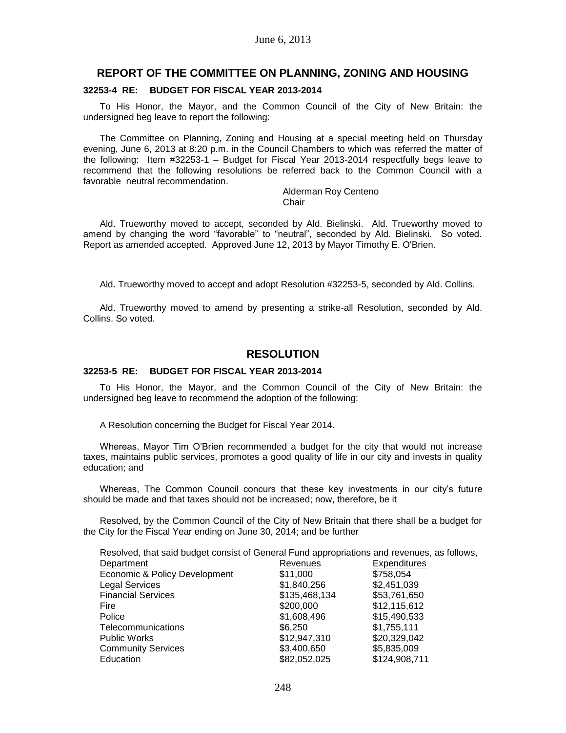## REPORT OF THE COMMITTEE ON PLANNING, ZONING AND HOUSING

**32253-4 RE: BUDGET FOR FISCAL YEAR 2013-2014**

To His Honor, the Mayor, and the Common Council of the City of New Britain: the undersigned beg leave to report the following:

The Committee on Planning, Zoning and Housing at a special meeting held on Thursday evening, June 6, 2013 at 8:20 p.m. in the Council Chambers to which was referred the matter of the following: Item #32253-1 – Budget for Fiscal Year 2013-2014 respectfully begs leave to recommend that the following resolutions be referred back to the Common Council with a ~~favorable~~ neutral recommendation.

Alderman Roy Centeno
Chair

Ald. Trueworthy moved to accept, seconded by Ald. Bielinski. Ald. Trueworthy moved to amend by changing the word "favorable" to "neutral", seconded by Ald. Bielinski. So voted. Report as amended accepted. Approved June 12, 2013 by Mayor Timothy E. O'Brien.

Ald. Trueworthy moved to accept and adopt Resolution #32253-5, seconded by Ald. Collins.

Ald. Trueworthy moved to amend by presenting a strike-all Resolution, seconded by Ald. Collins. So voted.

## RESOLUTION

**32253-5 RE: BUDGET FOR FISCAL YEAR 2013-2014**

To His Honor, the Mayor, and the Common Council of the City of New Britain: the undersigned beg leave to recommend the adoption of the following:

A Resolution concerning the Budget for Fiscal Year 2014.

Whereas, Mayor Tim O'Brien recommended a budget for the city that would not increase taxes, maintains public services, promotes a good quality of life in our city and invests in quality education; and

Whereas, The Common Council concurs that these key investments in our city's future should be made and that taxes should not be increased; now, therefore, be it

Resolved, by the Common Council of the City of New Britain that there shall be a budget for the City for the Fiscal Year ending on June 30, 2014; and be further

Resolved, that said budget consist of General Fund appropriations and revenues, as follows,

| Department | Revenues | Expenditures |
|---|---|---|
| Economic & Policy Development | $11,000 | $758,054 |
| Legal Services | $1,840,256 | $2,451,039 |
| Financial Services | $135,468,134 | $53,761,650 |
| Fire | $200,000 | $12,115,612 |
| Police | $1,608,496 | $15,490,533 |
| Telecommunications | $6,250 | $1,755,111 |
| Public Works | $12,947,310 | $20,329,042 |
| Community Services | $3,400,650 | $5,835,009 |
| Education | $82,052,025 | $124,908,711 |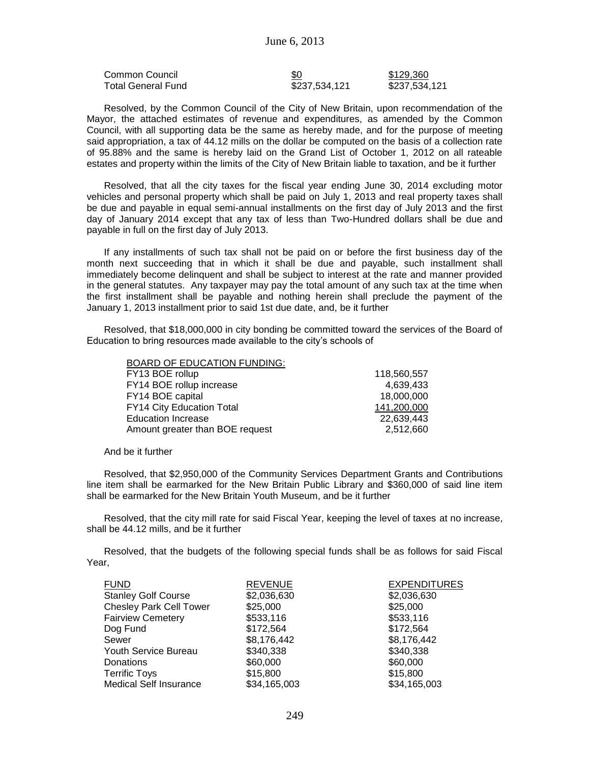| | | |
|---|---|---|
| Common Council | $0 | $129,360 |
| Total General Fund | $237,534,121 | $237,534,121 |

Resolved, by the Common Council of the City of New Britain, upon recommendation of the Mayor, the attached estimates of revenue and expenditures, as amended by the Common Council, with all supporting data be the same as hereby made, and for the purpose of meeting said appropriation, a tax of 44.12 mills on the dollar be computed on the basis of a collection rate of 95.88% and the same is hereby laid on the Grand List of October 1, 2012 on all rateable estates and property within the limits of the City of New Britain liable to taxation, and be it further

Resolved, that all the city taxes for the fiscal year ending June 30, 2014 excluding motor vehicles and personal property which shall be paid on July 1, 2013 and real property taxes shall be due and payable in equal semi-annual installments on the first day of July 2013 and the first day of January 2014 except that any tax of less than Two-Hundred dollars shall be due and payable in full on the first day of July 2013.

If any installments of such tax shall not be paid on or before the first business day of the month next succeeding that in which it shall be due and payable, such installment shall immediately become delinquent and shall be subject to interest at the rate and manner provided in the general statutes. Any taxpayer may pay the total amount of any such tax at the time when the first installment shall be payable and nothing herein shall preclude the payment of the January 1, 2013 installment prior to said 1st due date, and, be it further

Resolved, that $18,000,000 in city bonding be committed toward the services of the Board of Education to bring resources made available to the city's schools of

| BOARD OF EDUCATION FUNDING: | |
|---|---|
| FY13 BOE rollup | 118,560,557 |
| FY14 BOE rollup increase | 4,639,433 |
| FY14 BOE capital | 18,000,000 |
| FY14 City Education Total | 141,200,000 |
| Education Increase | 22,639,443 |
| Amount greater than BOE request | 2,512,660 |

And be it further

Resolved, that $2,950,000 of the Community Services Department Grants and Contributions line item shall be earmarked for the New Britain Public Library and $360,000 of said line item shall be earmarked for the New Britain Youth Museum, and be it further

Resolved, that the city mill rate for said Fiscal Year, keeping the level of taxes at no increase, shall be 44.12 mills, and be it further

Resolved, that the budgets of the following special funds shall be as follows for said Fiscal Year,

| FUND | REVENUE | EXPENDITURES |
|---|---|---|
| Stanley Golf Course | $2,036,630 | $2,036,630 |
| Chesley Park Cell Tower | $25,000 | $25,000 |
| Fairview Cemetery | $533,116 | $533,116 |
| Dog Fund | $172,564 | $172,564 |
| Sewer | $8,176,442 | $8,176,442 |
| Youth Service Bureau | $340,338 | $340,338 |
| Donations | $60,000 | $60,000 |
| Terrific Toys | $15,800 | $15,800 |
| Medical Self Insurance | $34,165,003 | $34,165,003 |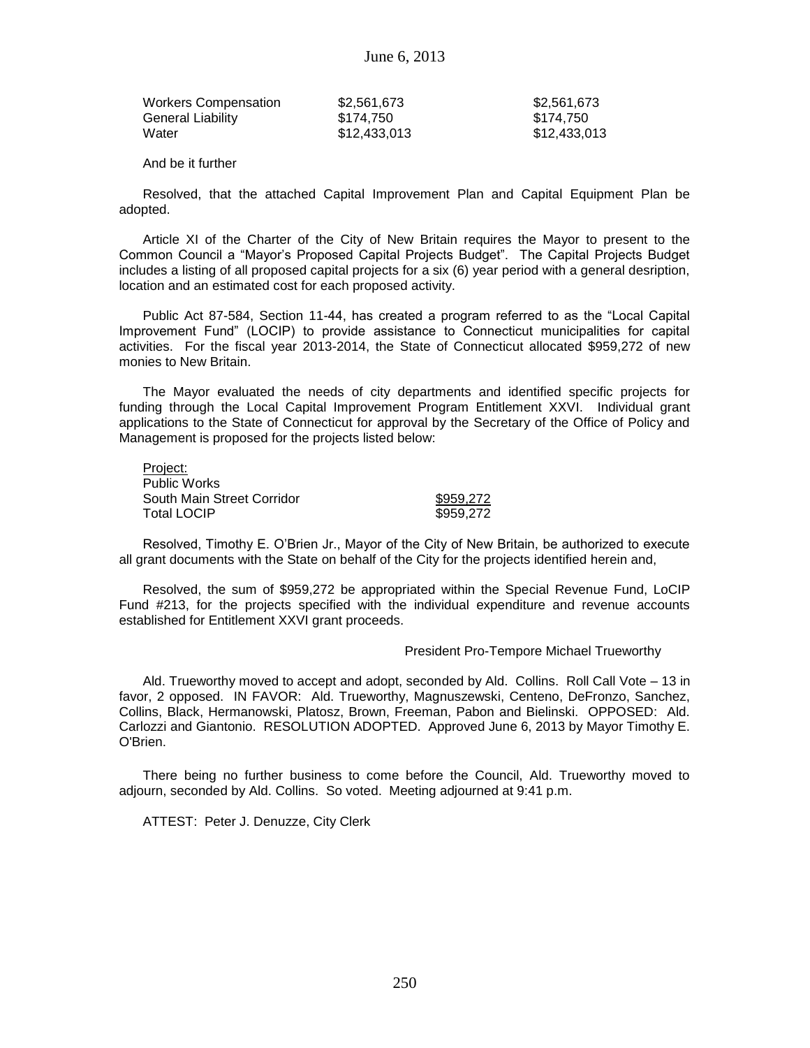| | | |
|---|---|---|
| Workers Compensation | \$2,561,673 | \$2,561,673 |
| General Liability | \$174,750 | \$174,750 |
| Water | \$12,433,013 | \$12,433,013 |

And be it further

Resolved, that the attached Capital Improvement Plan and Capital Equipment Plan be adopted.

Article XI of the Charter of the City of New Britain requires the Mayor to present to the Common Council a "Mayor's Proposed Capital Projects Budget". The Capital Projects Budget includes a listing of all proposed capital projects for a six (6) year period with a general desription, location and an estimated cost for each proposed activity.

Public Act 87-584, Section 11-44, has created a program referred to as the "Local Capital Improvement Fund" (LOCIP) to provide assistance to Connecticut municipalities for capital activities. For the fiscal year 2013-2014, the State of Connecticut allocated \$959,272 of new monies to New Britain.

The Mayor evaluated the needs of city departments and identified specific projects for funding through the Local Capital Improvement Program Entitlement XXVI. Individual grant applications to the State of Connecticut for approval by the Secretary of the Office of Policy and Management is proposed for the projects listed below:

| Project: | |
|---|---|
| Public Works | |
| South Main Street Corridor | \$959,272 |
| Total LOCIP | \$959,272 |

Resolved, Timothy E. O'Brien Jr., Mayor of the City of New Britain, be authorized to execute all grant documents with the State on behalf of the City for the projects identified herein and,

Resolved, the sum of \$959,272 be appropriated within the Special Revenue Fund, LoCIP Fund #213, for the projects specified with the individual expenditure and revenue accounts established for Entitlement XXVI grant proceeds.

President Pro-Tempore Michael Trueworthy

Ald. Trueworthy moved to accept and adopt, seconded by Ald. Collins. Roll Call Vote – 13 in favor, 2 opposed. IN FAVOR: Ald. Trueworthy, Magnuszewski, Centeno, DeFronzo, Sanchez, Collins, Black, Hermanowski, Platosz, Brown, Freeman, Pabon and Bielinski. OPPOSED: Ald. Carlozzi and Giantonio. RESOLUTION ADOPTED. Approved June 6, 2013 by Mayor Timothy E. O'Brien.

There being no further business to come before the Council, Ald. Trueworthy moved to adjourn, seconded by Ald. Collins. So voted. Meeting adjourned at 9:41 p.m.

ATTEST: Peter J. Denuzze, City Clerk